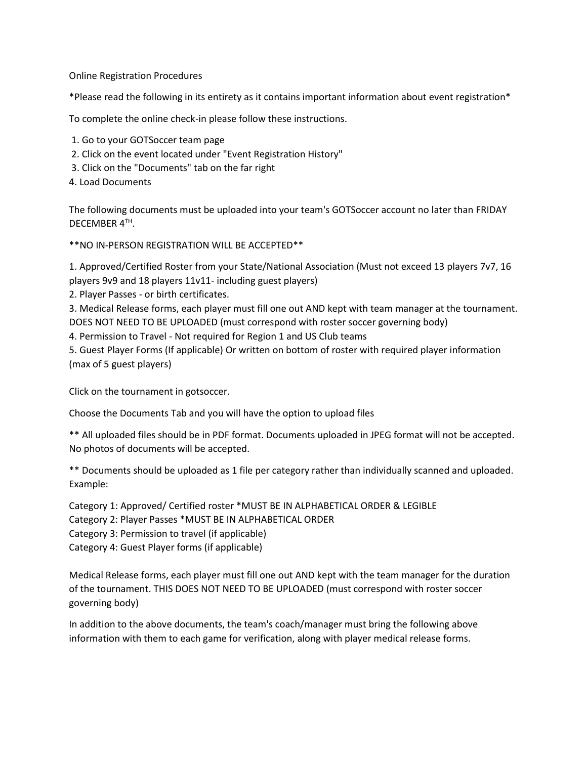Online Registration Procedures

*Please read the following in its entirety as it contains important information about event registration*

To complete the online check-in please follow these instructions.

1. Go to your GOTSoccer team page
2. Click on the event located under "Event Registration History"
3. Click on the "Documents" tab on the far right
4. Load Documents

The following documents must be uploaded into your team's GOTSoccer account no later than FRIDAY DECEMBER 4TH.

**NO IN-PERSON REGISTRATION WILL BE ACCEPTED**

1. Approved/Certified Roster from your State/National Association (Must not exceed 13 players 7v7, 16 players 9v9 and 18 players 11v11- including guest players)
2. Player Passes - or birth certificates.
3. Medical Release forms, each player must fill one out AND kept with team manager at the tournament. DOES NOT NEED TO BE UPLOADED (must correspond with roster soccer governing body)
4. Permission to Travel - Not required for Region 1 and US Club teams
5. Guest Player Forms (If applicable) Or written on bottom of roster with required player information (max of 5 guest players)

Click on the tournament in gotsoccer.

Choose the Documents Tab and you will have the option to upload files

** All uploaded files should be in PDF format. Documents uploaded in JPEG format will not be accepted. No photos of documents will be accepted.

** Documents should be uploaded as 1 file per category rather than individually scanned and uploaded. Example:

Category 1: Approved/ Certified roster *MUST BE IN ALPHABETICAL ORDER & LEGIBLE
Category 2: Player Passes *MUST BE IN ALPHABETICAL ORDER
Category 3: Permission to travel (if applicable)
Category 4: Guest Player forms (if applicable)

Medical Release forms, each player must fill one out AND kept with the team manager for the duration of the tournament. THIS DOES NOT NEED TO BE UPLOADED (must correspond with roster soccer governing body)

In addition to the above documents, the team's coach/manager must bring the following above information with them to each game for verification, along with player medical release forms.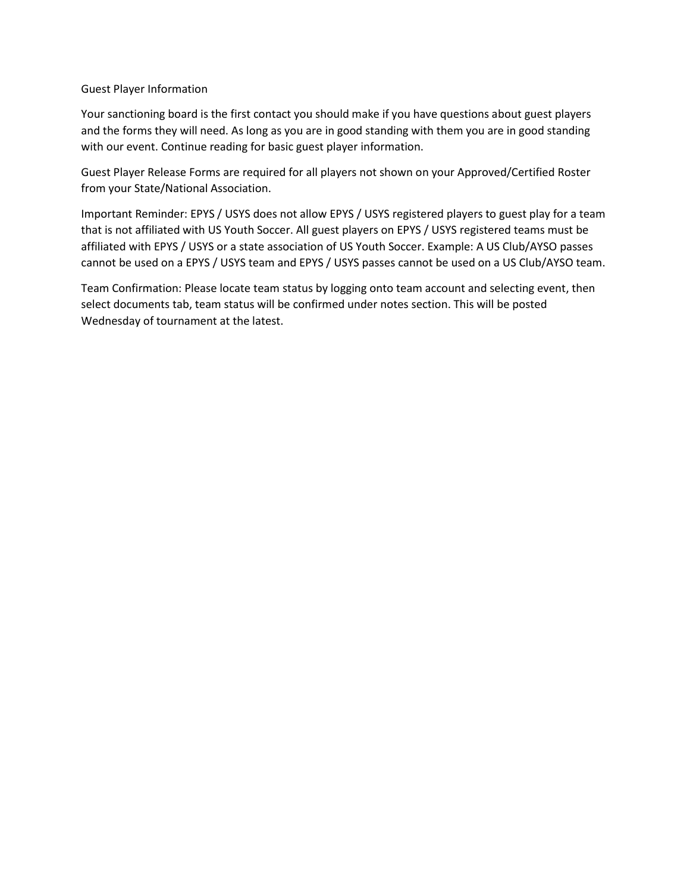# Guest Player Information

Your sanctioning board is the first contact you should make if you have questions about guest players and the forms they will need. As long as you are in good standing with them you are in good standing with our event. Continue reading for basic guest player information.

Guest Player Release Forms are required for all players not shown on your Approved/Certified Roster from your State/National Association.

Important Reminder: EPYS / USYS does not allow EPYS / USYS registered players to guest play for a team that is not affiliated with US Youth Soccer. All guest players on EPYS / USYS registered teams must be affiliated with EPYS / USYS or a state association of US Youth Soccer. Example: A US Club/AYSO passes cannot be used on a EPYS / USYS team and EPYS / USYS passes cannot be used on a US Club/AYSO team.

Team Confirmation: Please locate team status by logging onto team account and selecting event, then select documents tab, team status will be confirmed under notes section. This will be posted Wednesday of tournament at the latest.